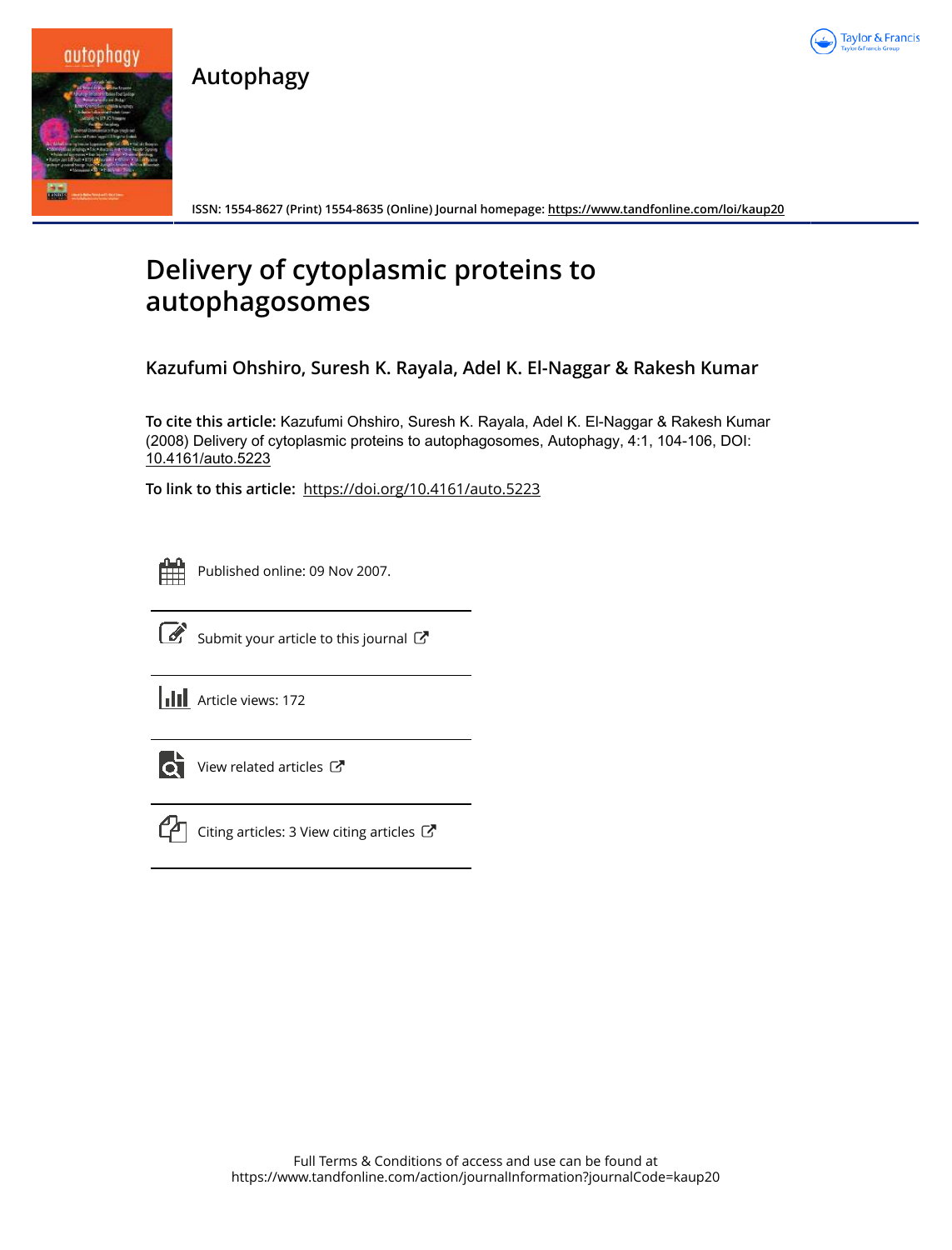# Autophagy

ISSN: 1554-8627 (Print) 1554-8635 (Online) Journal homepage: https://www.tandfonline.com/loi/kaup20

# Delivery of cytoplasmic proteins to autophagosomes

**Kazufumi Ohshiro, Suresh K. Rayala, Adel K. El-Naggar & Rakesh Kumar**

**To cite this article:** Kazufumi Ohshiro, Suresh K. Rayala, Adel K. El-Naggar & Rakesh Kumar (2008) Delivery of cytoplasmic proteins to autophagosomes, Autophagy, 4:1, 104-106, DOI: 10.4161/auto.5223

**To link to this article:** https://doi.org/10.4161/auto.5223

Published online: 09 Nov 2007.

Submit your article to this journal

Article views: 172

View related articles

Citing articles: 3 View citing articles

Full Terms & Conditions of access and use can be found at
https://www.tandfonline.com/action/journalInformation?journalCode=kaup20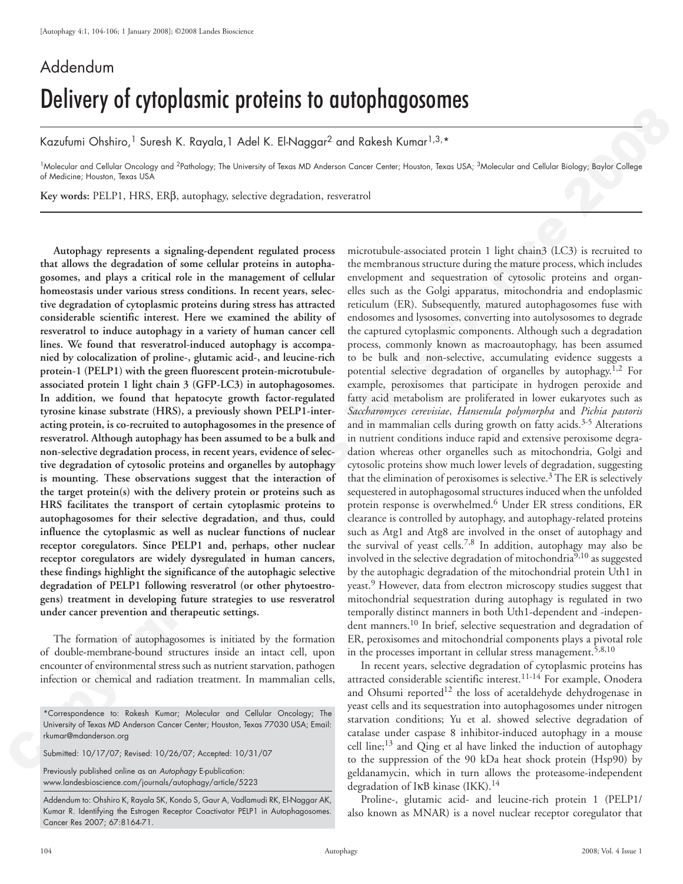# Addendum

# Delivery of cytoplasmic proteins to autophagosomes

Kazufumi Ohshiro,[1] Suresh K. Rayala,[1] Adel K. El-Naggar[2] and Rakesh Kumar[1,3,*]

[1]Molecular and Cellular Oncology and [2]Pathology; The University of Texas MD Anderson Cancer Center; Houston, Texas USA; [3]Molecular and Cellular Biology; Baylor College of Medicine; Houston, Texas USA

**Key words:** PELP1, HRS, ERβ, autophagy, selective degradation, resveratrol

**Autophagy represents a signaling-dependent regulated process that allows the degradation of some cellular proteins in autophagosomes, and plays a critical role in the management of cellular homeostasis under various stress conditions. In recent years, selective degradation of cytoplasmic proteins during stress has attracted considerable scientific interest. Here we examined the ability of resveratrol to induce autophagy in a variety of human cancer cell lines. We found that resveratrol-induced autophagy is accompanied by colocalization of proline-, glutamic acid-, and leucine-rich protein-1 (PELP1) with the green fluorescent protein-microtubule-associated protein 1 light chain 3 (GFP-LC3) in autophagosomes. In addition, we found that hepatocyte growth factor-regulated tyrosine kinase substrate (HRS), a previously shown PELP1-interacting protein, is co-recruited to autophagosomes in the presence of resveratrol. Although autophagy has been assumed to be a bulk and non-selective degradation process, in recent years, evidence of selective degradation of cytosolic proteins and organelles by autophagy is mounting. These observations suggest that the interaction of the target protein(s) with the delivery protein or proteins such as HRS facilitates the transport of certain cytoplasmic proteins to autophagosomes for their selective degradation, and thus, could influence the cytoplasmic as well as nuclear functions of nuclear receptor coregulators. Since PELP1 and, perhaps, other nuclear receptor coregulators are widely dysregulated in human cancers, these findings highlight the significance of the autophagic selective degradation of PELP1 following resveratrol (or other phytoestrogens) treatment in developing future strategies to use resveratrol under cancer prevention and therapeutic settings.**

The formation of autophagosomes is initiated by the formation of double-membrane-bound structures inside an intact cell, upon encounter of environmental stress such as nutrient starvation, pathogen infection or chemical and radiation treatment. In mammalian cells, microtubule-associated protein 1 light chain3 (LC3) is recruited to the membranous structure during the mature process, which includes envelopment and sequestration of cytosolic proteins and organelles such as the Golgi apparatus, mitochondria and endoplasmic reticulum (ER). Subsequently, matured autophagosomes fuse with endosomes and lysosomes, converting into autolysosomes to degrade the captured cytoplasmic components. Although such a degradation process, commonly known as macroautophagy, has been assumed to be bulk and non-selective, accumulating evidence suggests a potential selective degradation of organelles by autophagy.[1,2] For example, peroxisomes that participate in hydrogen peroxide and fatty acid metabolism are proliferated in lower eukaryotes such as *Saccharomyces cerevisiae*, *Hansenula polymorpha* and *Pichia pastoris* and in mammalian cells during growth on fatty acids.[3-5] Alterations in nutrient conditions induce rapid and extensive peroxisome degradation whereas other organelles such as mitochondria, Golgi and cytosolic proteins show much lower levels of degradation, suggesting that the elimination of peroxisomes is selective.[3] The ER is selectively sequestered in autophagosomal structures induced when the unfolded protein response is overwhelmed.[6] Under ER stress conditions, ER clearance is controlled by autophagy, and autophagy-related proteins such as Atg1 and Atg8 are involved in the onset of autophagy and the survival of yeast cells.[7,8] In addition, autophagy may also be involved in the selective degradation of mitochondria[9,10] as suggested by the autophagic degradation of the mitochondrial protein Uth1 in yeast.[9] However, data from electron microscopy studies suggest that mitochondrial sequestration during autophagy is regulated in two temporally distinct manners in both Uth1-dependent and -independent manners.[10] In brief, selective sequestration and degradation of ER, peroxisomes and mitochondrial components plays a pivotal role in the processes important in cellular stress management.[5,8,10]

In recent years, selective degradation of cytoplasmic proteins has attracted considerable scientific interest.[11-14] For example, Onodera and Ohsumi reported[12] the loss of acetaldehyde dehydrogenase in yeast cells and its sequestration into autophagosomes under nitrogen starvation conditions; Yu et al. showed selective degradation of catalase under caspase 8 inhibitor-induced autophagy in a mouse cell line;[13] and Qing et al have linked the induction of autophagy to the suppression of the 90 kDa heat shock protein (Hsp90) by geldanamycin, which in turn allows the proteasome-independent degradation of IκB kinase (IKK).[14]

Proline-, glutamic acid- and leucine-rich protein 1 (PELP1/ also known as MNAR) is a novel nuclear receptor coregulator that

*Correspondence to: Rakesh Kumar; Molecular and Cellular Oncology; The University of Texas MD Anderson Cancer Center; Houston, Texas 77030 USA; Email: rkumar@mdanderson.org

Submitted: 10/17/07; Revised: 10/26/07; Accepted: 10/31/07

Previously published online as an *Autophagy* E-publication: www.landesbioscience.com/journals/autophagy/article/5223

Addendum to: Ohshiro K, Rayala SK, Kondo S, Gaur A, Vadlamudi RK, El-Naggar AK, Kumar R. Identifying the Estrogen Receptor Coactivator PELP1 in Autophagosomes. Cancer Res 2007; 67:8164-71.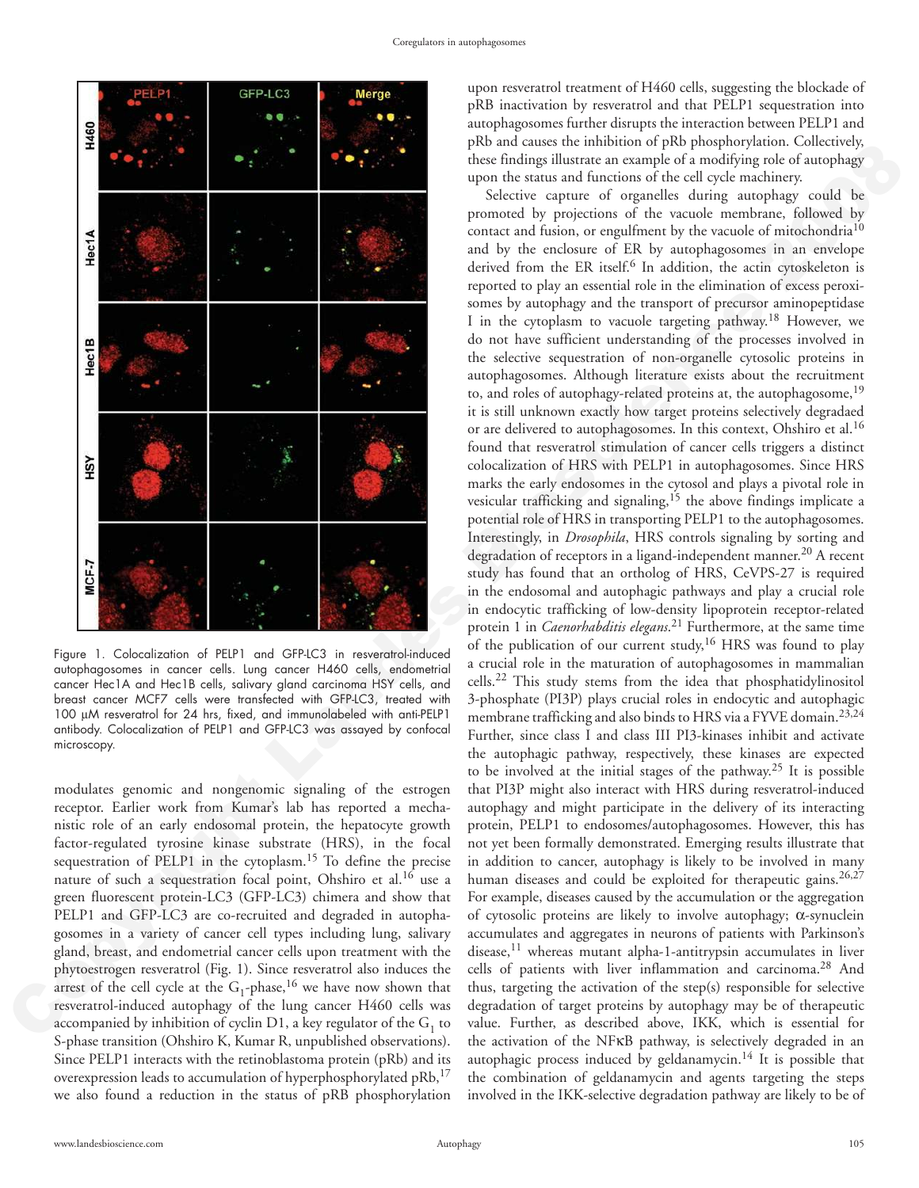Figure 1. Colocalization of PELP1 and GFP-LC3 in resveratrol-induced autophagosomes in cancer cells. Lung cancer H460 cells, endometrial cancer Hec1A and Hec1B cells, salivary gland carcinoma HSY cells, and breast cancer MCF7 cells were transfected with GFP-LC3, treated with 100 µM resveratrol for 24 hrs, fixed, and immunolabeled with anti-PELP1 antibody. Colocalization of PELP1 and GFP-LC3 was assayed by confocal microscopy.

modulates genomic and nongenomic signaling of the estrogen receptor. Earlier work from Kumar's lab has reported a mechanistic role of an early endosomal protein, the hepatocyte growth factor-regulated tyrosine kinase substrate (HRS), in the focal sequestration of PELP1 in the cytoplasm.[15] To define the precise nature of such a sequestration focal point, Ohshiro et al.[16] use a green fluorescent protein-LC3 (GFP-LC3) chimera and show that PELP1 and GFP-LC3 are co-recruited and degraded in autophagosomes in a variety of cancer cell types including lung, salivary gland, breast, and endometrial cancer cells upon treatment with the phytoestrogen resveratrol (Fig. 1). Since resveratrol also induces the arrest of the cell cycle at the $G_1$-phase,[16] we have now shown that resveratrol-induced autophagy of the lung cancer H460 cells was accompanied by inhibition of cyclin D1, a key regulator of the $G_1$ to S-phase transition (Ohshiro K, Kumar R, unpublished observations). Since PELP1 interacts with the retinoblastoma protein (pRb) and its overexpression leads to accumulation of hyperphosphorylated pRb,[17] we also found a reduction in the status of pRB phosphorylation upon resveratrol treatment of H460 cells, suggesting the blockade of pRb inactivation by resveratrol and that PELP1 sequestration into autophagosomes further disrupts the interaction between PELP1 and pRb and causes the inhibition of pRb phosphorylation. Collectively, these findings illustrate an example of a modifying role of autophagy upon the status and functions of the cell cycle machinery.

Selective capture of organelles during autophagy could be promoted by projections of the vacuole membrane, followed by contact and fusion, or engulfment by the vacuole of mitochondria[10] and by the enclosure of ER by autophagosomes in an envelope derived from the ER itself.[6] In addition, the actin cytoskeleton is reported to play an essential role in the elimination of excess peroxisomes by autophagy and the transport of precursor aminopeptidase I in the cytoplasm to vacuole targeting pathway.[18] However, we do not have sufficient understanding of the processes involved in the selective sequestration of non-organelle cytosolic proteins in autophagosomes. Although literature exists about the recruitment to, and roles of autophagy-related proteins at, the autophagosome,[19] it is still unknown exactly how target proteins selectively degradaed or are delivered to autophagosomes. In this context, Ohshiro et al.[16] found that resveratrol stimulation of cancer cells triggers a distinct colocalization of HRS with PELP1 in autophagosomes. Since HRS marks the early endosomes in the cytosol and plays a pivotal role in vesicular trafficking and signaling,[15] the above findings implicate a potential role of HRS in transporting PELP1 to the autophagosomes. Interestingly, in *Drosophila*, HRS controls signaling by sorting and degradation of receptors in a ligand-independent manner.[20] A recent study has found that an ortholog of HRS, CeVPS-27 is required in the endosomal and autophagic pathways and play a crucial role in endocytic trafficking of low-density lipoprotein receptor-related protein 1 in *Caenorhabditis elegans*.[21] Furthermore, at the same time of the publication of our current study,[16] HRS was found to play a crucial role in the maturation of autophagosomes in mammalian cells.[22] This study stems from the idea that phosphatidylinositol 3-phosphate (PI3P) plays crucial roles in endocytic and autophagic membrane trafficking and also binds to HRS via a FYVE domain.[23,24] Further, since class I and class III PI3-kinases inhibit and activate the autophagic pathway, respectively, these kinases are expected to be involved at the initial stages of the pathway.[25] It is possible that PI3P might also interact with HRS during resveratrol-induced autophagy and might participate in the delivery of its interacting protein, PELP1 to endosomes/autophagosomes. However, this has not yet been formally demonstrated. Emerging results illustrate that in addition to cancer, autophagy is likely to be involved in many human diseases and could be exploited for therapeutic gains.[26,27] For example, diseases caused by the accumulation or the aggregation of cytosolic proteins are likely to involve autophagy; α-synuclein accumulates and aggregates in neurons of patients with Parkinson's disease,[11] whereas mutant alpha-1-antitrypsin accumulates in liver cells of patients with liver inflammation and carcinoma.[28] And thus, targeting the activation of the step(s) responsible for selective degradation of target proteins by autophagy may be of therapeutic value. Further, as described above, IKK, which is essential for the activation of the NFκB pathway, is selectively degraded in an autophagic process induced by geldanamycin.[14] It is possible that the combination of geldanamycin and agents targeting the steps involved in the IKK-selective degradation pathway are likely to be of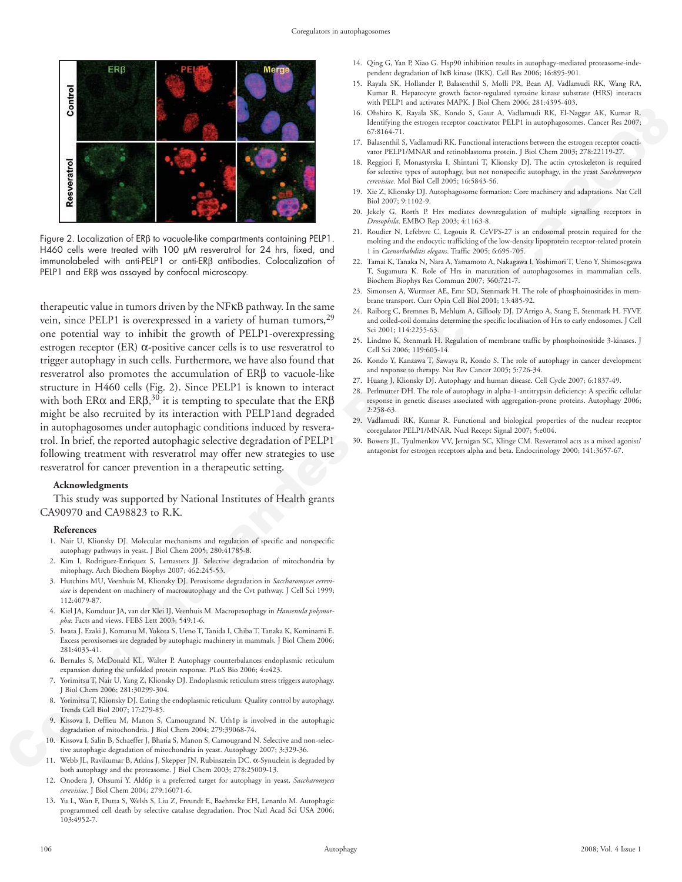Figure 2. Localization of ERβ to vacuole-like compartments containing PELP1. H460 cells were treated with 100 µM resveratrol for 24 hrs, fixed, and immunolabeled with anti-PELP1 or anti-ERβ antibodies. Colocalization of PELP1 and ERβ was assayed by confocal microscopy.

therapeutic value in tumors driven by the NFκB pathway. In the same vein, since PELP1 is overexpressed in a variety of human tumors,[29] one potential way to inhibit the growth of PELP1-overexpressing estrogen receptor (ER) α-positive cancer cells is to use resveratrol to trigger autophagy in such cells. Furthermore, we have also found that resveratrol also promotes the accumulation of ERβ to vacuole-like structure in H460 cells (Fig. 2). Since PELP1 is known to interact with both ERα and ERβ,[30] it is tempting to speculate that the ERβ might be also recruited by its interaction with PELP1and degraded in autophagosomes under autophagic conditions induced by resveratrol. In brief, the reported autophagic selective degradation of PELP1 following treatment with resveratrol may offer new strategies to use resveratrol for cancer prevention in a therapeutic setting.

#### Acknowledgments

This study was supported by National Institutes of Health grants CA90970 and CA98823 to R.K.

#### References

1. Nair U, Klionsky DJ. Molecular mechanisms and regulation of specific and nonspecific autophagy pathways in yeast. J Biol Chem 2005; 280:41785-8.
2. Kim I, Rodriguez-Enriquez S, Lemasters JJ. Selective degradation of mitochondria by mitophagy. Arch Biochem Biophys 2007; 462:245-53.
3. Hutchins MU, Veenhuis M, Klionsky DJ. Peroxisome degradation in *Saccharomyces cerevisiae* is dependent on machinery of macroautophagy and the Cvt pathway. J Cell Sci 1999; 112:4079-87.
4. Kiel JA, Komduur JA, van der Klei IJ, Veenhuis M. Macropexophagy in *Hansenula polymorpha*: Facts and views. FEBS Lett 2003; 549:1-6.
5. Iwata J, Ezaki J, Komatsu M, Yokota S, Ueno T, Tanida I, Chiba T, Tanaka K, Kominami E. Excess peroxisomes are degraded by autophagic machinery in mammals. J Biol Chem 2006; 281:4035-41.
6. Bernales S, McDonald KL, Walter P. Autophagy counterbalances endoplasmic reticulum expansion during the unfolded protein response. PLoS Bio 2006; 4:e423.
7. Yorimitsu T, Nair U, Yang Z, Klionsky DJ. Endoplasmic reticulum stress triggers autophagy. J Biol Chem 2006; 281:30299-304.
8. Yorimitsu T, Klionsky DJ. Eating the endoplasmic reticulum: Quality control by autophagy. Trends Cell Biol 2007; 17:279-85.
9. Kissova I, Deffieu M, Manon S, Camougrand N. Uth1p is involved in the autophagic degradation of mitochondria. J Biol Chem 2004; 279:39068-74.
10. Kissova I, Salin B, Schaeffer J, Bhatia S, Manon S, Camougrand N. Selective and non-selective autophagic degradation of mitochondria in yeast. Autophagy 2007; 3:329-36.
11. Webb JL, Ravikumar B, Atkins J, Skepper JN, Rubinsztein DC. α-Synuclein is degraded by both autophagy and the proteasome. J Biol Chem 2003; 278:25009-13.
12. Onodera J, Ohsumi Y. Ald6p is a preferred target for autophagy in yeast, *Saccharomyces cerevisiae*. J Biol Chem 2004; 279:16071-6.
13. Yu L, Wan F, Dutta S, Welsh S, Liu Z, Freundt E, Baehrecke EH, Lenardo M. Autophagic programmed cell death by selective catalase degradation. Proc Natl Acad Sci USA 2006; 103:4952-7.
14. Qing G, Yan P, Xiao G. Hsp90 inhibition results in autophagy-mediated proteasome-independent degradation of IκB kinase (IKK). Cell Res 2006; 16:895-901.
15. Rayala SK, Hollander P, Balasenthil S, Molli PR, Bean AJ, Vadlamudi RK, Wang RA, Kumar R. Hepatocyte growth factor-regulated tyrosine kinase substrate (HRS) interacts with PELP1 and activates MAPK. J Biol Chem 2006; 281:4395-403.
16. Ohshiro K, Rayala SK, Kondo S, Gaur A, Vadlamudi RK, El-Naggar AK, Kumar R. Identifying the estrogen receptor coactivator PELP1 in autophagosomes. Cancer Res 2007; 67:8164-71.
17. Balasenthil S, Vadlamudi RK. Functional interactions between the estrogen receptor coactivator PELP1/MNAR and retinoblastoma protein. J Biol Chem 2003; 278:22119-27.
18. Reggiori F, Monastyrska I, Shintani T, Klionsky DJ. The actin cytoskeleton is required for selective types of autophagy, but not nonspecific autophagy, in the yeast *Saccharomyces cerevisiae*. Mol Biol Cell 2005; 16:5843-56.
19. Xie Z, Klionsky DJ. Autophagosome formation: Core machinery and adaptations. Nat Cell Biol 2007; 9:1102-9.
20. Jekely G, Rorth P. Hrs mediates downregulation of multiple signalling receptors in *Drosophila*. EMBO Rep 2003; 4:1163-8.
21. Roudier N, Lefebvre C, Legouis R. CeVPS-27 is an endosomal protein required for the molting and the endocytic trafficking of the low-density lipoprotein receptor-related protein 1 in *Caenorhabditis elegans*. Traffic 2005; 6:695-705.
22. Tamai K, Tanaka N, Nara A, Yamamoto A, Nakagawa I, Yoshimori T, Ueno Y, Shimosegawa T, Sugamura K. Role of Hrs in maturation of autophagosomes in mammalian cells. Biochem Biophys Res Commun 2007; 360:721-7.
23. Simonsen A, Wurmser AE, Emr SD, Stenmark H. The role of phosphoinositides in membrane transport. Curr Opin Cell Biol 2001; 13:485-92.
24. Raiborg C, Bremnes B, Mehlum A, Gillooly DJ, D'Arrigo A, Stang E, Stenmark H. FYVE and coiled-coil domains determine the specific localisation of Hrs to early endosomes. J Cell Sci 2001; 114:2255-63.
25. Lindmo K, Stenmark H. Regulation of membrane traffic by phosphoinositide 3-kinases. J Cell Sci 2006; 119:605-14.
26. Kondo Y, Kanzawa T, Sawaya R, Kondo S. The role of autophagy in cancer development and response to therapy. Nat Rev Cancer 2005; 5:726-34.
27. Huang J, Klionsky DJ. Autophagy and human disease. Cell Cycle 2007; 6:1837-49.
28. Perlmutter DH. The role of autophagy in alpha-1-antitrypsin deficiency: A specific cellular response in genetic diseases associated with aggregation-prone proteins. Autophagy 2006; 2:258-63.
29. Vadlamudi RK, Kumar R. Functional and biological properties of the nuclear receptor coregulator PELP1/MNAR. Nucl Recept Signal 2007; 5:e004.
30. Bowers JL, Tyulmenkov VV, Jernigan SC, Klinge CM. Resveratrol acts as a mixed agonist/antagonist for estrogen receptors alpha and beta. Endocrinology 2000; 141:3657-67.